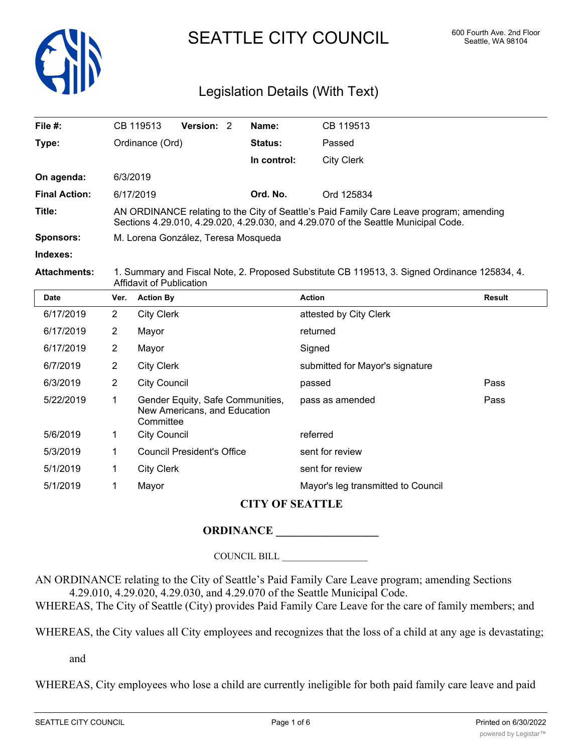# SEATTLE CITY COUNCIL

600 Fourth Ave. 2nd Floor
Seattle, WA 98104

## Legislation Details (With Text)

| | | | |
|---|---|---|---|
| **File #:** | CB 119513 **Version:** 2 | **Name:** | CB 119513 |
| **Type:** | Ordinance (Ord) | **Status:** | Passed |
| | | **In control:** | City Clerk |
| **On agenda:** | 6/3/2019 | | |
| **Final Action:** | 6/17/2019 | **Ord. No.** | Ord 125834 |

**Title:** AN ORDINANCE relating to the City of Seattle's Paid Family Care Leave program; amending Sections 4.29.010, 4.29.020, 4.29.030, and 4.29.070 of the Seattle Municipal Code.

**Sponsors:** M. Lorena González, Teresa Mosqueda

**Indexes:**

**Attachments:** 1. Summary and Fiscal Note, 2. Proposed Substitute CB 119513, 3. Signed Ordinance 125834, 4. Affidavit of Publication

| Date | Ver. | Action By | Action | Result |
|---|---|---|---|---|
| 6/17/2019 | 2 | City Clerk | attested by City Clerk | |
| 6/17/2019 | 2 | Mayor | returned | |
| 6/17/2019 | 2 | Mayor | Signed | |
| 6/7/2019 | 2 | City Clerk | submitted for Mayor's signature | |
| 6/3/2019 | 2 | City Council | passed | Pass |
| 5/22/2019 | 1 | Gender Equity, Safe Communities, New Americans, and Education Committee | pass as amended | Pass |
| 5/6/2019 | 1 | City Council | referred | |
| 5/3/2019 | 1 | Council President's Office | sent for review | |
| 5/1/2019 | 1 | City Clerk | sent for review | |
| 5/1/2019 | 1 | Mayor | Mayor's leg transmitted to Council | |

**CITY OF SEATTLE**

**ORDINANCE __________________**

COUNCIL BILL __________________

AN ORDINANCE relating to the City of Seattle's Paid Family Care Leave program; amending Sections 4.29.010, 4.29.020, 4.29.030, and 4.29.070 of the Seattle Municipal Code.

WHEREAS, The City of Seattle (City) provides Paid Family Care Leave for the care of family members; and

WHEREAS, the City values all City employees and recognizes that the loss of a child at any age is devastating; and

WHEREAS, City employees who lose a child are currently ineligible for both paid family care leave and paid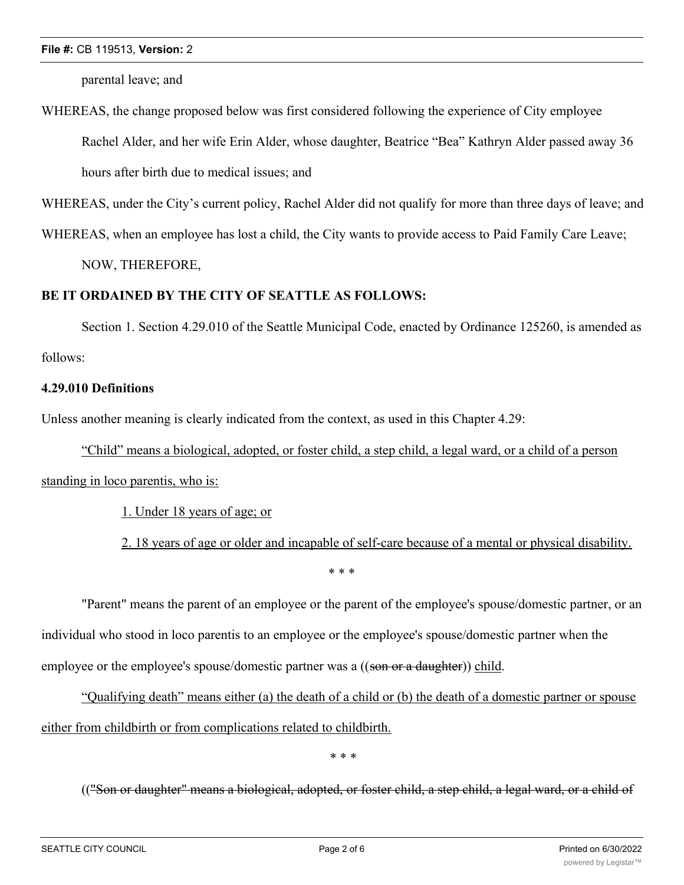parental leave; and

WHEREAS, the change proposed below was first considered following the experience of City employee Rachel Alder, and her wife Erin Alder, whose daughter, Beatrice "Bea" Kathryn Alder passed away 36 hours after birth due to medical issues; and

WHEREAS, under the City's current policy, Rachel Alder did not qualify for more than three days of leave; and

WHEREAS, when an employee has lost a child, the City wants to provide access to Paid Family Care Leave;

NOW, THEREFORE,

**BE IT ORDAINED BY THE CITY OF SEATTLE AS FOLLOWS:**

Section 1. Section 4.29.010 of the Seattle Municipal Code, enacted by Ordinance 125260, is amended as follows:

**4.29.010 Definitions**

Unless another meaning is clearly indicated from the context, as used in this Chapter 4.29:

<u>"Child" means a biological, adopted, or foster child, a step child, a legal ward, or a child of a person standing in loco parentis, who is:</u>

<u>1. Under 18 years of age; or</u>

<u>2. 18 years of age or older and incapable of self-care because of a mental or physical disability.</u>

\* \* \*

"Parent" means the parent of an employee or the parent of the employee's spouse/domestic partner, or an individual who stood in loco parentis to an employee or the employee's spouse/domestic partner when the employee or the employee's spouse/domestic partner was a ((~~son or a daughter~~)) <u>child</u>.

<u>"Qualifying death" means either (a) the death of a child or (b) the death of a domestic partner or spouse either from childbirth or from complications related to childbirth.</u>

\* \* \*

((~~"Son or daughter" means a biological, adopted, or foster child, a step child, a legal ward, or a child of~~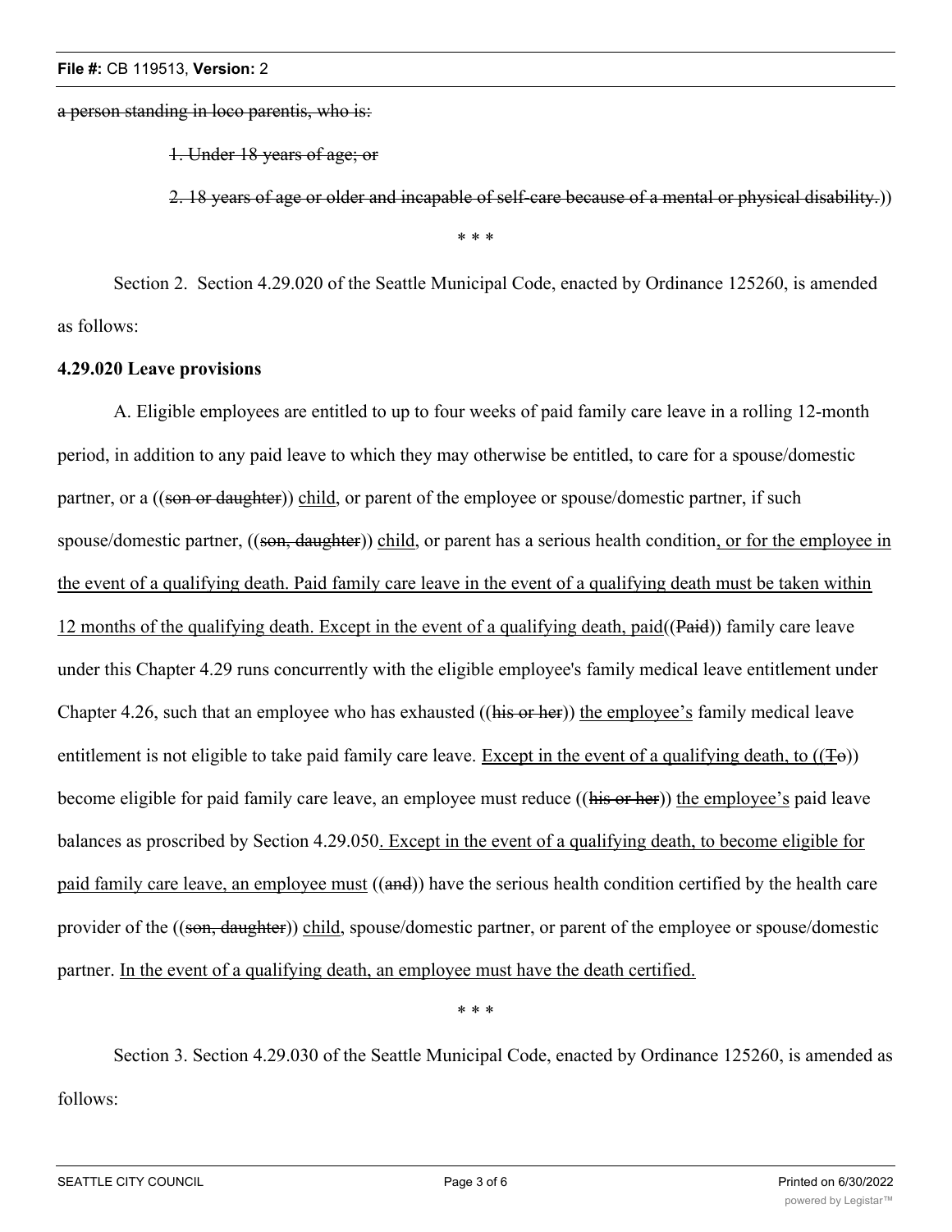a person standing in loco parentis, who is:

1. Under 18 years of age; or

2. 18 years of age or older and incapable of self-care because of a mental or physical disability.))

\* \* \*

Section 2. Section 4.29.020 of the Seattle Municipal Code, enacted by Ordinance 125260, is amended as follows:

**4.29.020 Leave provisions**

A. Eligible employees are entitled to up to four weeks of paid family care leave in a rolling 12-month period, in addition to any paid leave to which they may otherwise be entitled, to care for a spouse/domestic partner, or a ((son or daughter)) child, or parent of the employee or spouse/domestic partner, if such spouse/domestic partner, ((son, daughter)) child, or parent has a serious health condition, or for the employee in the event of a qualifying death. Paid family care leave in the event of a qualifying death must be taken within 12 months of the qualifying death. Except in the event of a qualifying death, paid((Paid)) family care leave under this Chapter 4.29 runs concurrently with the eligible employee's family medical leave entitlement under Chapter 4.26, such that an employee who has exhausted ((his or her)) the employee's family medical leave entitlement is not eligible to take paid family care leave. Except in the event of a qualifying death, to ((To)) become eligible for paid family care leave, an employee must reduce ((his or her)) the employee's paid leave balances as proscribed by Section 4.29.050. Except in the event of a qualifying death, to become eligible for paid family care leave, an employee must ((and)) have the serious health condition certified by the health care provider of the ((son, daughter)) child, spouse/domestic partner, or parent of the employee or spouse/domestic partner. In the event of a qualifying death, an employee must have the death certified.

\* \* \*

Section 3. Section 4.29.030 of the Seattle Municipal Code, enacted by Ordinance 125260, is amended as follows: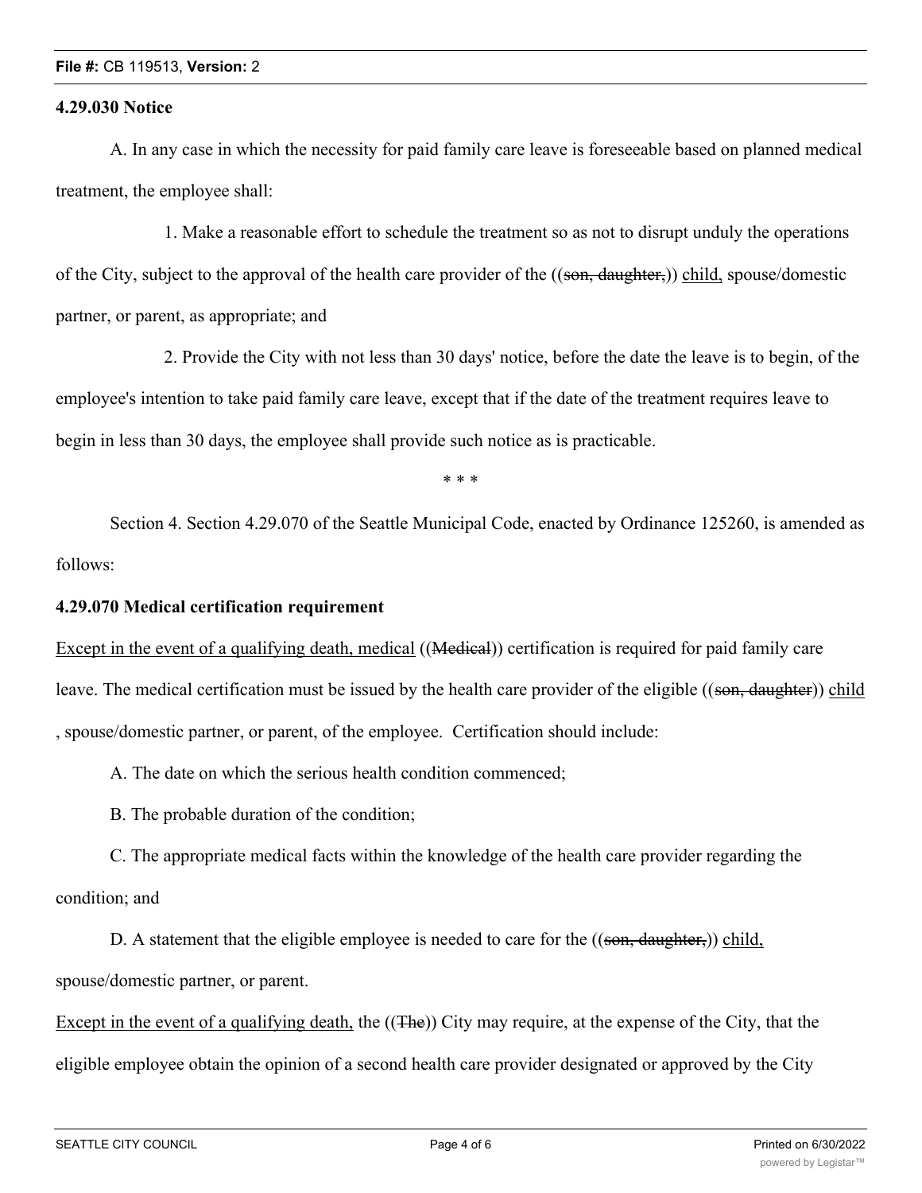**4.29.030 Notice**

A. In any case in which the necessity for paid family care leave is foreseeable based on planned medical treatment, the employee shall:

1. Make a reasonable effort to schedule the treatment so as not to disrupt unduly the operations of the City, subject to the approval of the health care provider of the ((~~son, daughter,~~)) <u>child,</u> spouse/domestic partner, or parent, as appropriate; and

2. Provide the City with not less than 30 days' notice, before the date the leave is to begin, of the employee's intention to take paid family care leave, except that if the date of the treatment requires leave to begin in less than 30 days, the employee shall provide such notice as is practicable.

\* \* \*

Section 4. Section 4.29.070 of the Seattle Municipal Code, enacted by Ordinance 125260, is amended as follows:

**4.29.070 Medical certification requirement**

<u>Except in the event of a qualifying death, medical</u> ((~~Medical~~)) certification is required for paid family care leave. The medical certification must be issued by the health care provider of the eligible ((~~son, daughter~~)) <u>child</u> , spouse/domestic partner, or parent, of the employee. Certification should include:

A. The date on which the serious health condition commenced;

B. The probable duration of the condition;

C. The appropriate medical facts within the knowledge of the health care provider regarding the condition; and

D. A statement that the eligible employee is needed to care for the ((~~son, daughter,~~)) <u>child,</u> spouse/domestic partner, or parent.

<u>Except in the event of a qualifying death,</u> the ((~~The~~)) City may require, at the expense of the City, that the eligible employee obtain the opinion of a second health care provider designated or approved by the City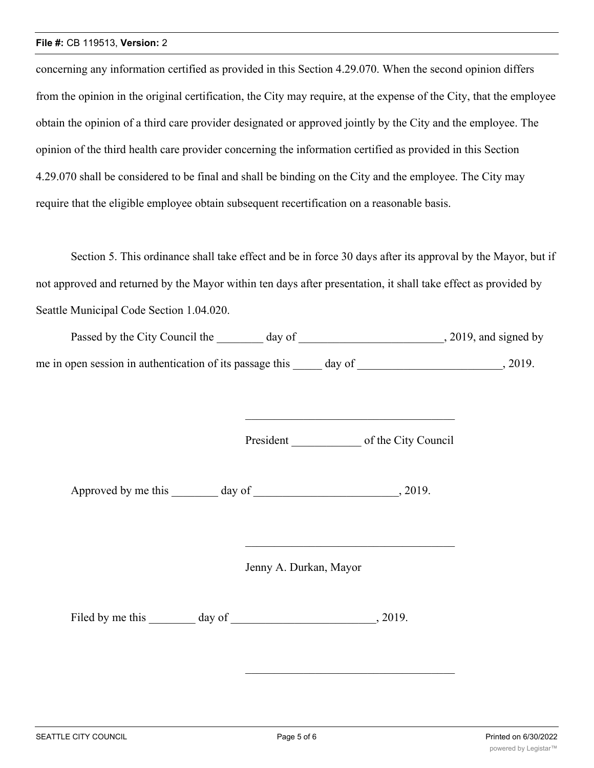concerning any information certified as provided in this Section 4.29.070. When the second opinion differs from the opinion in the original certification, the City may require, at the expense of the City, that the employee obtain the opinion of a third care provider designated or approved jointly by the City and the employee. The opinion of the third health care provider concerning the information certified as provided in this Section 4.29.070 shall be considered to be final and shall be binding on the City and the employee. The City may require that the eligible employee obtain subsequent recertification on a reasonable basis.

Section 5. This ordinance shall take effect and be in force 30 days after its approval by the Mayor, but if not approved and returned by the Mayor within ten days after presentation, it shall take effect as provided by Seattle Municipal Code Section 1.04.020.

Passed by the City Council the ________ day of _________________________, 2019, and signed by me in open session in authentication of its passage this _____ day of _________________________, 2019.

_____________________________________

President ____________ of the City Council

Approved by me this ________ day of _________________________, 2019.

_____________________________________

Jenny A. Durkan, Mayor

Filed by me this ________ day of _________________________, 2019.

_____________________________________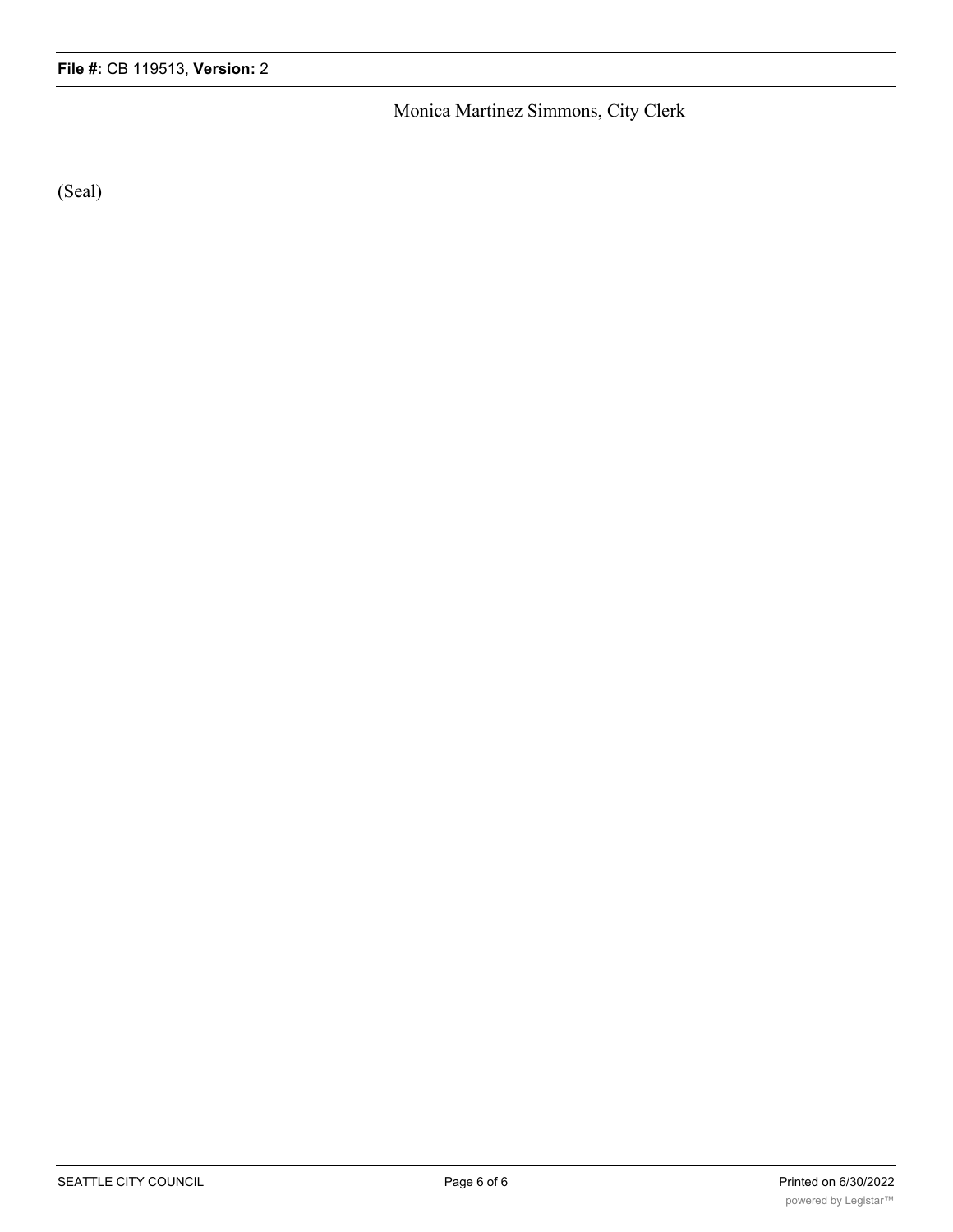Monica Martinez Simmons, City Clerk

(Seal)